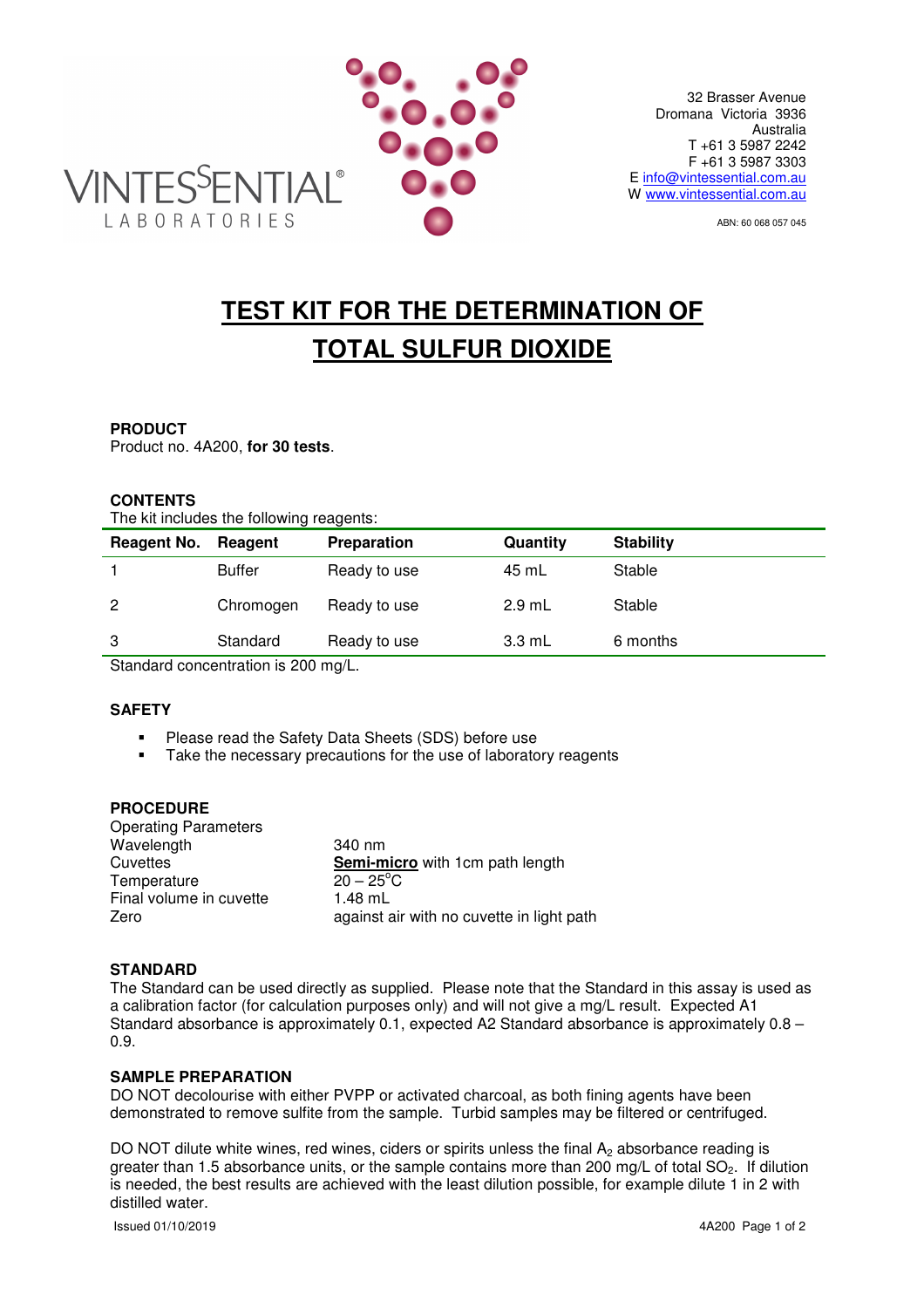VINTESSENTIAL® LABORATORIES

32 Brasser Avenue
Dromana Victoria 3936
Australia
T +61 3 5987 2242
F +61 3 5987 3303
E info@vintessential.com.au
W www.vintessential.com.au

ABN: 60 068 057 045

# TEST KIT FOR THE DETERMINATION OF TOTAL SULFUR DIOXIDE

**PRODUCT**
Product no. 4A200, **for 30 tests**.

**CONTENTS**
The kit includes the following reagents:

| Reagent No. | Reagent | Preparation | Quantity | Stability |
|---|---|---|---|---|
| 1 | Buffer | Ready to use | 45 mL | Stable |
| 2 | Chromogen | Ready to use | 2.9 mL | Stable |
| 3 | Standard | Ready to use | 3.3 mL | 6 months |

Standard concentration is 200 mg/L.

**SAFETY**

- Please read the Safety Data Sheets (SDS) before use
- Take the necessary precautions for the use of laboratory reagents

**PROCEDURE**

| Operating Parameters | |
|---|---|
| Wavelength | 340 nm |
| Cuvettes | **Semi-micro** with 1cm path length |
| Temperature | 20 – 25°C |
| Final volume in cuvette | 1.48 mL |
| Zero | against air with no cuvette in light path |

**STANDARD**
The Standard can be used directly as supplied. Please note that the Standard in this assay is used as a calibration factor (for calculation purposes only) and will not give a mg/L result. Expected A1 Standard absorbance is approximately 0.1, expected A2 Standard absorbance is approximately 0.8 – 0.9.

**SAMPLE PREPARATION**
DO NOT decolourise with either PVPP or activated charcoal, as both fining agents have been demonstrated to remove sulfite from the sample. Turbid samples may be filtered or centrifuged.

DO NOT dilute white wines, red wines, ciders or spirits unless the final $A_2$ absorbance reading is greater than 1.5 absorbance units, or the sample contains more than 200 mg/L of total $SO_2$. If dilution is needed, the best results are achieved with the least dilution possible, for example dilute 1 in 2 with distilled water.

Issued 01/10/2019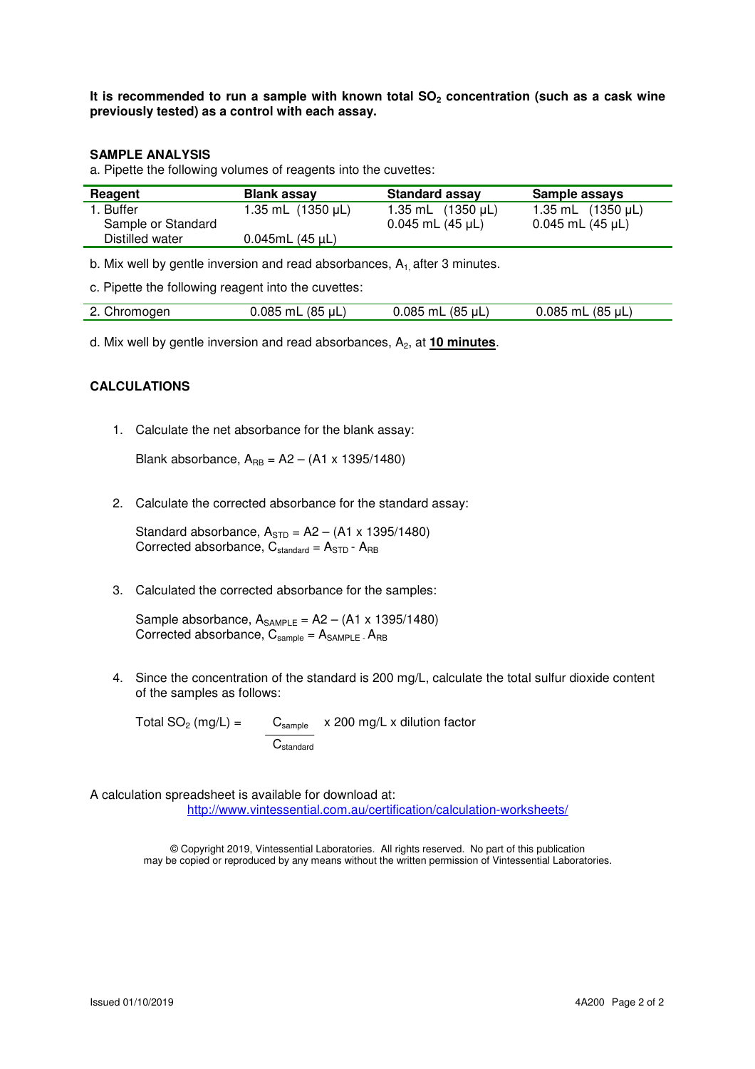**It is recommended to run a sample with known total $SO_2$ concentration (such as a cask wine previously tested) as a control with each assay.**

**SAMPLE ANALYSIS**

a. Pipette the following volumes of reagents into the cuvettes:

| Reagent | Blank assay | Standard assay | Sample assays |
|---|---|---|---|
| 1. Buffer | 1.35 mL (1350 µL) | 1.35 mL (1350 µL) | 1.35 mL (1350 µL) |
| Sample or Standard | | 0.045 mL (45 µL) | 0.045 mL (45 µL) |
| Distilled water | 0.045mL (45 µL) | | |

b. Mix well by gentle inversion and read absorbances, $A_1$, after 3 minutes.

c. Pipette the following reagent into the cuvettes:

| | | | |
|---|---|---|---|
| 2. Chromogen | 0.085 mL (85 µL) | 0.085 mL (85 µL) | 0.085 mL (85 µL) |

d. Mix well by gentle inversion and read absorbances, $A_2$, at **10 minutes**.

**CALCULATIONS**

1. Calculate the net absorbance for the blank assay:

   Blank absorbance, $A_{RB} = A2 - (A1 \times 1395/1480)$

2. Calculate the corrected absorbance for the standard assay:

   Standard absorbance, $A_{STD} = A2 - (A1 \times 1395/1480)$
   Corrected absorbance, $C_{standard} = A_{STD} - A_{RB}$

3. Calculated the corrected absorbance for the samples:

   Sample absorbance, $A_{SAMPLE} = A2 - (A1 \times 1395/1480)$
   Corrected absorbance, $C_{sample} = A_{SAMPLE} - A_{RB}$

4. Since the concentration of the standard is 200 mg/L, calculate the total sulfur dioxide content of the samples as follows:

$$\text{Total } SO_2 \text{ (mg/L)} = \frac{C_{sample}}{C_{standard}} \times 200 \text{ mg/L} \times \text{dilution factor}$$

A calculation spreadsheet is available for download at:
http://www.vintessential.com.au/certification/calculation-worksheets/

© Copyright 2019, Vintessential Laboratories. All rights reserved. No part of this publication may be copied or reproduced by any means without the written permission of Vintessential Laboratories.

Issued 01/10/2019 4A200